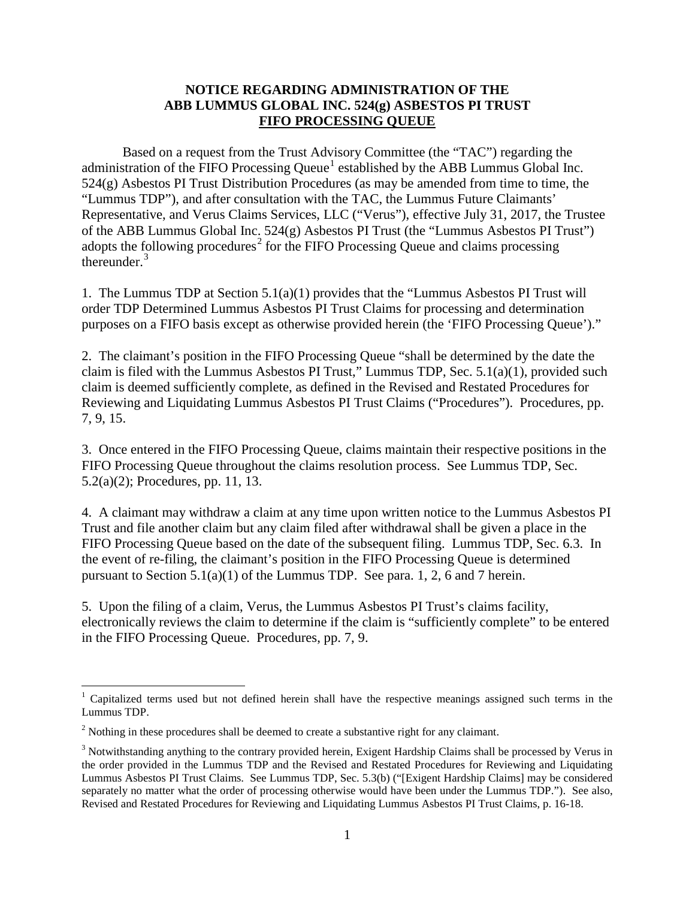**NOTICE REGARDING ADMINISTRATION OF THE ABB LUMMUS GLOBAL INC. 524(g) ASBESTOS PI TRUST**

**FIFO PROCESSING QUEUE**

Based on a request from the Trust Advisory Committee (the "TAC") regarding the administration of the FIFO Processing Queue[1] established by the ABB Lummus Global Inc. 524(g) Asbestos PI Trust Distribution Procedures (as may be amended from time to time, the "Lummus TDP"), and after consultation with the TAC, the Lummus Future Claimants' Representative, and Verus Claims Services, LLC ("Verus"), effective July 31, 2017, the Trustee of the ABB Lummus Global Inc. 524(g) Asbestos PI Trust (the "Lummus Asbestos PI Trust") adopts the following procedures[2] for the FIFO Processing Queue and claims processing thereunder.[3]

1. The Lummus TDP at Section 5.1(a)(1) provides that the "Lummus Asbestos PI Trust will order TDP Determined Lummus Asbestos PI Trust Claims for processing and determination purposes on a FIFO basis except as otherwise provided herein (the 'FIFO Processing Queue')."

2. The claimant's position in the FIFO Processing Queue "shall be determined by the date the claim is filed with the Lummus Asbestos PI Trust," Lummus TDP, Sec. 5.1(a)(1), provided such claim is deemed sufficiently complete, as defined in the Revised and Restated Procedures for Reviewing and Liquidating Lummus Asbestos PI Trust Claims ("Procedures"). Procedures, pp. 7, 9, 15.

3. Once entered in the FIFO Processing Queue, claims maintain their respective positions in the FIFO Processing Queue throughout the claims resolution process. See Lummus TDP, Sec. 5.2(a)(2); Procedures, pp. 11, 13.

4. A claimant may withdraw a claim at any time upon written notice to the Lummus Asbestos PI Trust and file another claim but any claim filed after withdrawal shall be given a place in the FIFO Processing Queue based on the date of the subsequent filing. Lummus TDP, Sec. 6.3. In the event of re-filing, the claimant's position in the FIFO Processing Queue is determined pursuant to Section 5.1(a)(1) of the Lummus TDP. See para. 1, 2, 6 and 7 herein.

5. Upon the filing of a claim, Verus, the Lummus Asbestos PI Trust's claims facility, electronically reviews the claim to determine if the claim is "sufficiently complete" to be entered in the FIFO Processing Queue. Procedures, pp. 7, 9.

---

[1] Capitalized terms used but not defined herein shall have the respective meanings assigned such terms in the Lummus TDP.

[2] Nothing in these procedures shall be deemed to create a substantive right for any claimant.

[3] Notwithstanding anything to the contrary provided herein, Exigent Hardship Claims shall be processed by Verus in the order provided in the Lummus TDP and the Revised and Restated Procedures for Reviewing and Liquidating Lummus Asbestos PI Trust Claims. See Lummus TDP, Sec. 5.3(b) ("[Exigent Hardship Claims] may be considered separately no matter what the order of processing otherwise would have been under the Lummus TDP."). See also, Revised and Restated Procedures for Reviewing and Liquidating Lummus Asbestos PI Trust Claims, p. 16-18.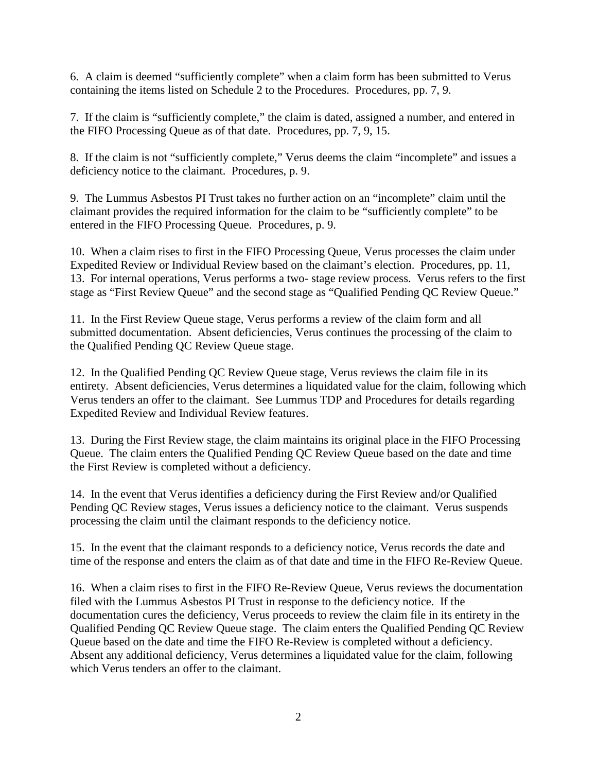6. A claim is deemed "sufficiently complete" when a claim form has been submitted to Verus containing the items listed on Schedule 2 to the Procedures. Procedures, pp. 7, 9.

7. If the claim is "sufficiently complete," the claim is dated, assigned a number, and entered in the FIFO Processing Queue as of that date. Procedures, pp. 7, 9, 15.

8. If the claim is not "sufficiently complete," Verus deems the claim "incomplete" and issues a deficiency notice to the claimant. Procedures, p. 9.

9. The Lummus Asbestos PI Trust takes no further action on an "incomplete" claim until the claimant provides the required information for the claim to be "sufficiently complete" to be entered in the FIFO Processing Queue. Procedures, p. 9.

10. When a claim rises to first in the FIFO Processing Queue, Verus processes the claim under Expedited Review or Individual Review based on the claimant's election. Procedures, pp. 11, 13. For internal operations, Verus performs a two- stage review process. Verus refers to the first stage as "First Review Queue" and the second stage as "Qualified Pending QC Review Queue."

11. In the First Review Queue stage, Verus performs a review of the claim form and all submitted documentation. Absent deficiencies, Verus continues the processing of the claim to the Qualified Pending QC Review Queue stage.

12. In the Qualified Pending QC Review Queue stage, Verus reviews the claim file in its entirety. Absent deficiencies, Verus determines a liquidated value for the claim, following which Verus tenders an offer to the claimant. See Lummus TDP and Procedures for details regarding Expedited Review and Individual Review features.

13. During the First Review stage, the claim maintains its original place in the FIFO Processing Queue. The claim enters the Qualified Pending QC Review Queue based on the date and time the First Review is completed without a deficiency.

14. In the event that Verus identifies a deficiency during the First Review and/or Qualified Pending QC Review stages, Verus issues a deficiency notice to the claimant. Verus suspends processing the claim until the claimant responds to the deficiency notice.

15. In the event that the claimant responds to a deficiency notice, Verus records the date and time of the response and enters the claim as of that date and time in the FIFO Re-Review Queue.

16. When a claim rises to first in the FIFO Re-Review Queue, Verus reviews the documentation filed with the Lummus Asbestos PI Trust in response to the deficiency notice. If the documentation cures the deficiency, Verus proceeds to review the claim file in its entirety in the Qualified Pending QC Review Queue stage. The claim enters the Qualified Pending QC Review Queue based on the date and time the FIFO Re-Review is completed without a deficiency. Absent any additional deficiency, Verus determines a liquidated value for the claim, following which Verus tenders an offer to the claimant.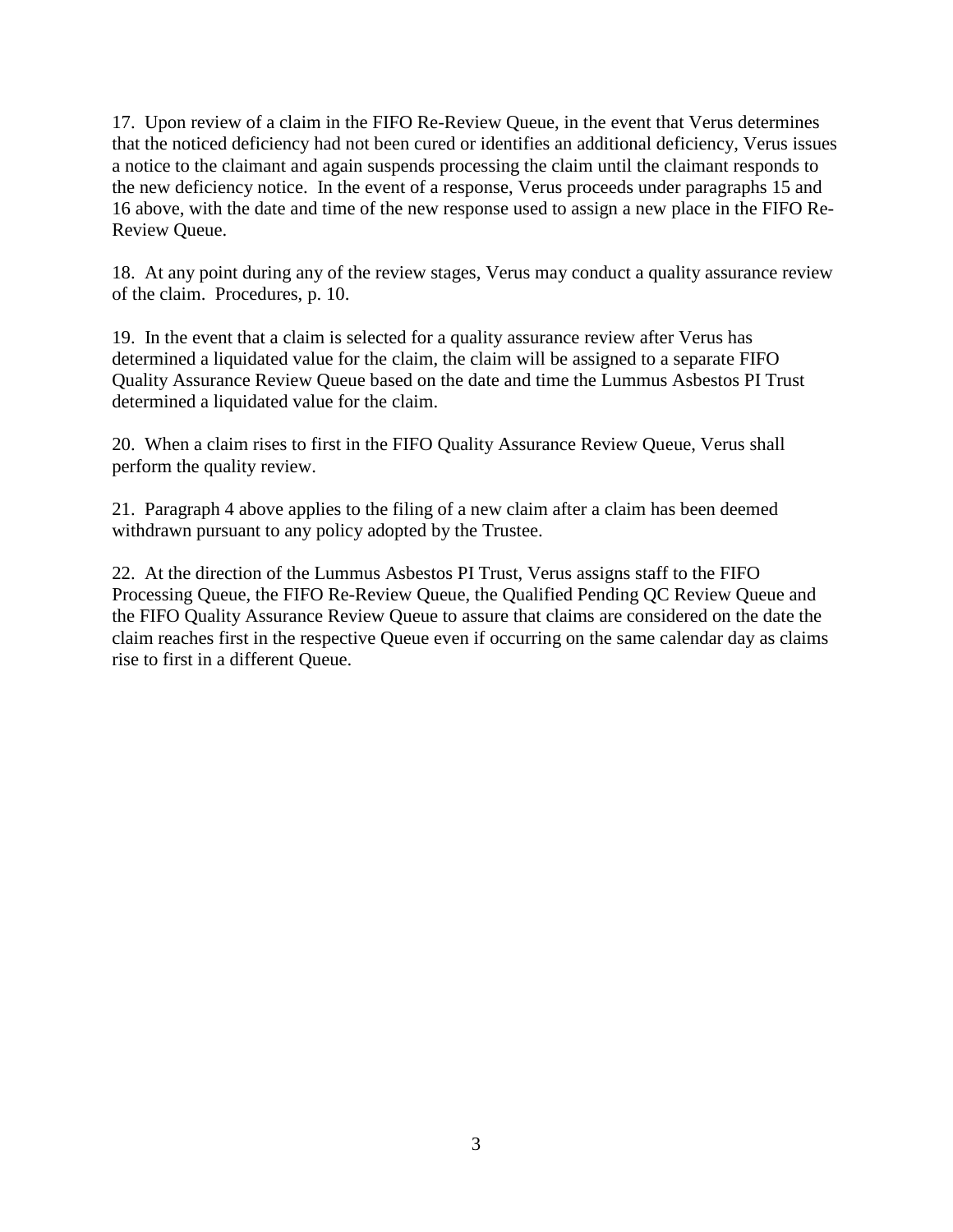17. Upon review of a claim in the FIFO Re-Review Queue, in the event that Verus determines that the noticed deficiency had not been cured or identifies an additional deficiency, Verus issues a notice to the claimant and again suspends processing the claim until the claimant responds to the new deficiency notice. In the event of a response, Verus proceeds under paragraphs 15 and 16 above, with the date and time of the new response used to assign a new place in the FIFO Re-Review Queue.

18. At any point during any of the review stages, Verus may conduct a quality assurance review of the claim. Procedures, p. 10.

19. In the event that a claim is selected for a quality assurance review after Verus has determined a liquidated value for the claim, the claim will be assigned to a separate FIFO Quality Assurance Review Queue based on the date and time the Lummus Asbestos PI Trust determined a liquidated value for the claim.

20. When a claim rises to first in the FIFO Quality Assurance Review Queue, Verus shall perform the quality review.

21. Paragraph 4 above applies to the filing of a new claim after a claim has been deemed withdrawn pursuant to any policy adopted by the Trustee.

22. At the direction of the Lummus Asbestos PI Trust, Verus assigns staff to the FIFO Processing Queue, the FIFO Re-Review Queue, the Qualified Pending QC Review Queue and the FIFO Quality Assurance Review Queue to assure that claims are considered on the date the claim reaches first in the respective Queue even if occurring on the same calendar day as claims rise to first in a different Queue.